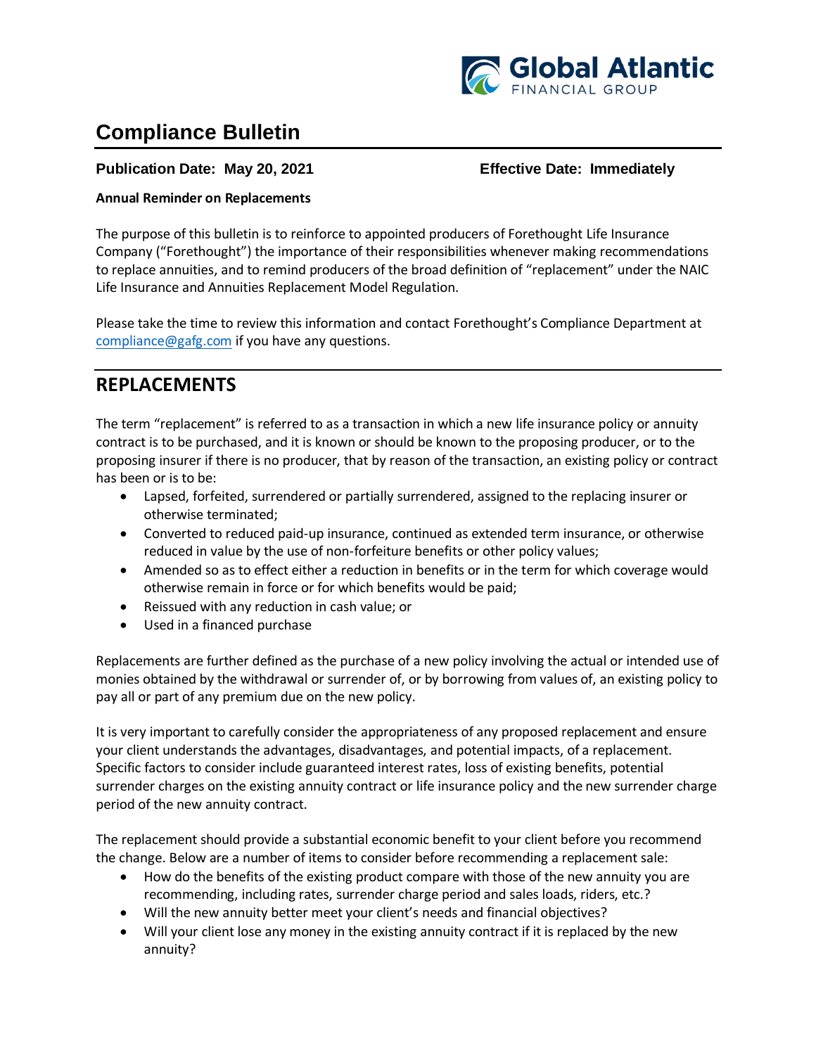# Compliance Bulletin

**Publication Date: May 20, 2021** **Effective Date: Immediately**

**Annual Reminder on Replacements**

The purpose of this bulletin is to reinforce to appointed producers of Forethought Life Insurance Company ("Forethought") the importance of their responsibilities whenever making recommendations to replace annuities, and to remind producers of the broad definition of "replacement" under the NAIC Life Insurance and Annuities Replacement Model Regulation.

Please take the time to review this information and contact Forethought's Compliance Department at compliance@gafg.com if you have any questions.

## REPLACEMENTS

The term "replacement" is referred to as a transaction in which a new life insurance policy or annuity contract is to be purchased, and it is known or should be known to the proposing producer, or to the proposing insurer if there is no producer, that by reason of the transaction, an existing policy or contract has been or is to be:

- Lapsed, forfeited, surrendered or partially surrendered, assigned to the replacing insurer or otherwise terminated;
- Converted to reduced paid-up insurance, continued as extended term insurance, or otherwise reduced in value by the use of non-forfeiture benefits or other policy values;
- Amended so as to effect either a reduction in benefits or in the term for which coverage would otherwise remain in force or for which benefits would be paid;
- Reissued with any reduction in cash value; or
- Used in a financed purchase

Replacements are further defined as the purchase of a new policy involving the actual or intended use of monies obtained by the withdrawal or surrender of, or by borrowing from values of, an existing policy to pay all or part of any premium due on the new policy.

It is very important to carefully consider the appropriateness of any proposed replacement and ensure your client understands the advantages, disadvantages, and potential impacts, of a replacement. Specific factors to consider include guaranteed interest rates, loss of existing benefits, potential surrender charges on the existing annuity contract or life insurance policy and the new surrender charge period of the new annuity contract.

The replacement should provide a substantial economic benefit to your client before you recommend the change. Below are a number of items to consider before recommending a replacement sale:

- How do the benefits of the existing product compare with those of the new annuity you are recommending, including rates, surrender charge period and sales loads, riders, etc.?
- Will the new annuity better meet your client's needs and financial objectives?
- Will your client lose any money in the existing annuity contract if it is replaced by the new annuity?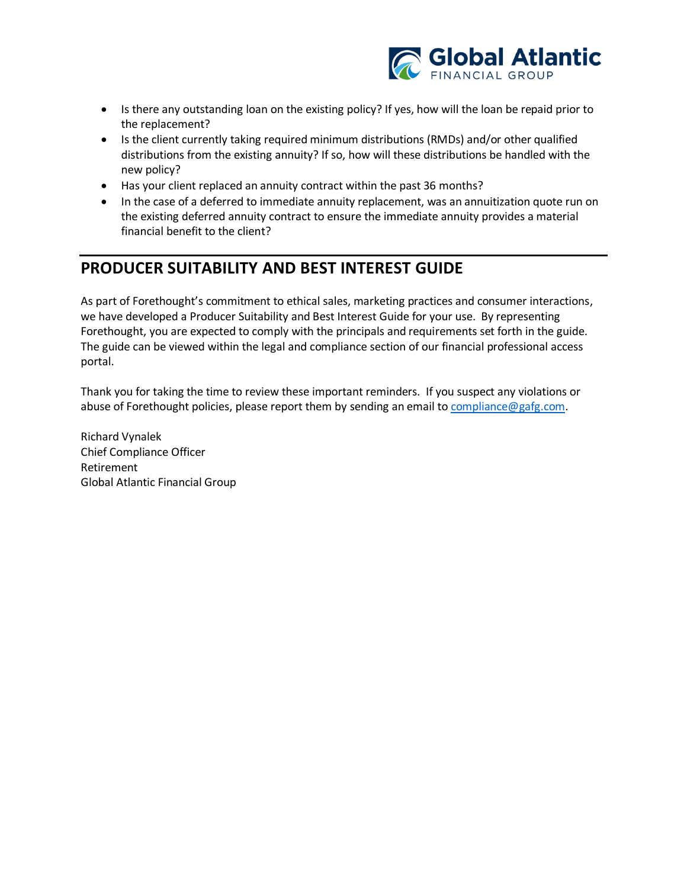- Is there any outstanding loan on the existing policy? If yes, how will the loan be repaid prior to the replacement?
- Is the client currently taking required minimum distributions (RMDs) and/or other qualified distributions from the existing annuity? If so, how will these distributions be handled with the new policy?
- Has your client replaced an annuity contract within the past 36 months?
- In the case of a deferred to immediate annuity replacement, was an annuitization quote run on the existing deferred annuity contract to ensure the immediate annuity provides a material financial benefit to the client?

## PRODUCER SUITABILITY AND BEST INTEREST GUIDE

As part of Forethought's commitment to ethical sales, marketing practices and consumer interactions, we have developed a Producer Suitability and Best Interest Guide for your use. By representing Forethought, you are expected to comply with the principals and requirements set forth in the guide. The guide can be viewed within the legal and compliance section of our financial professional access portal.

Thank you for taking the time to review these important reminders. If you suspect any violations or abuse of Forethought policies, please report them by sending an email to compliance@gafg.com.

Richard Vynalek
Chief Compliance Officer
Retirement
Global Atlantic Financial Group